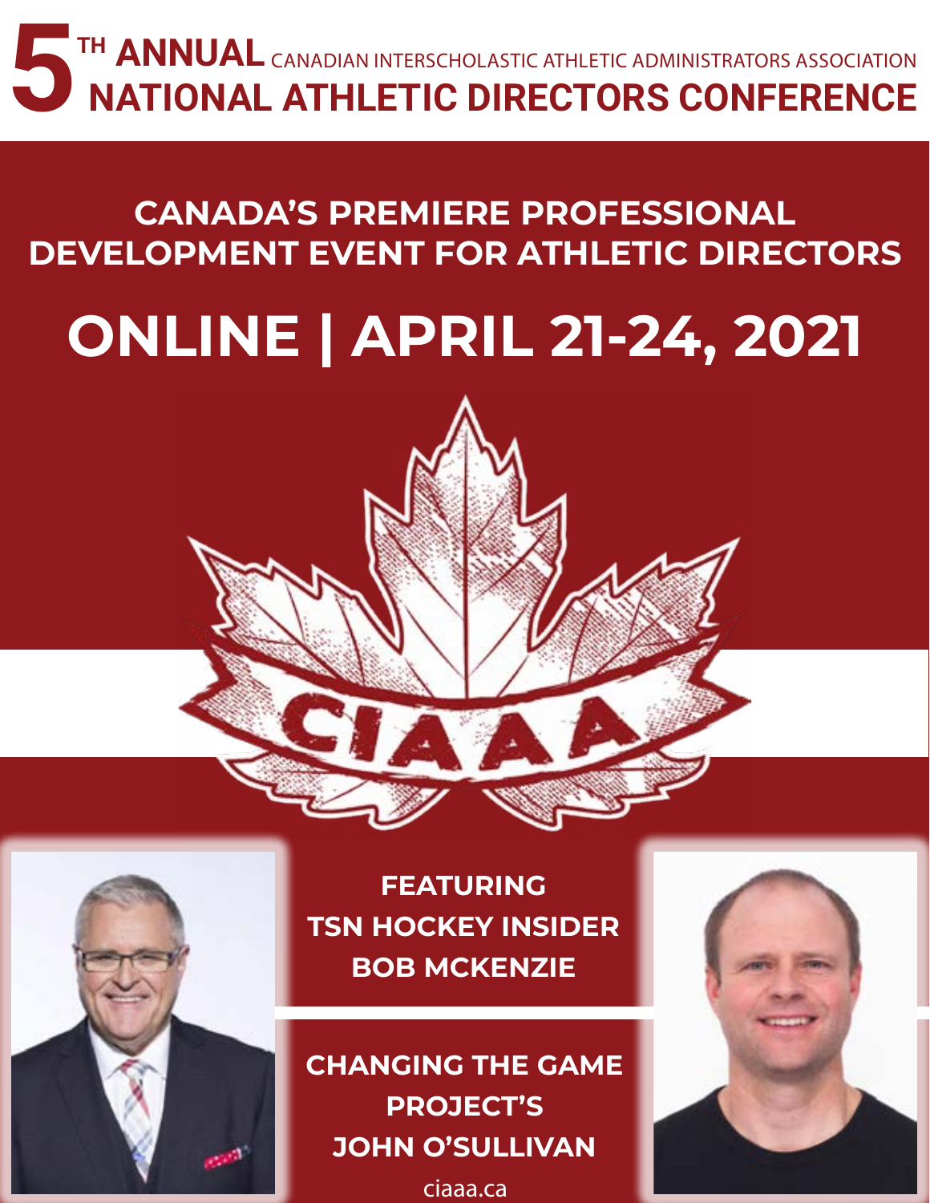# 5[TH] ANNUAL CANADIAN INTERSCHOLASTIC ATHLETIC ADMINISTRATORS ASSOCIATION NATIONAL ATHLETIC DIRECTORS CONFERENCE

## CANADA'S PREMIERE PROFESSIONAL DEVELOPMENT EVENT FOR ATHLETIC DIRECTORS

## ONLINE | APRIL 21-24, 2021

CIAAA

**FEATURING TSN HOCKEY INSIDER BOB MCKENZIE**

**CHANGING THE GAME PROJECT'S JOHN O'SULLIVAN**

ciaaa.ca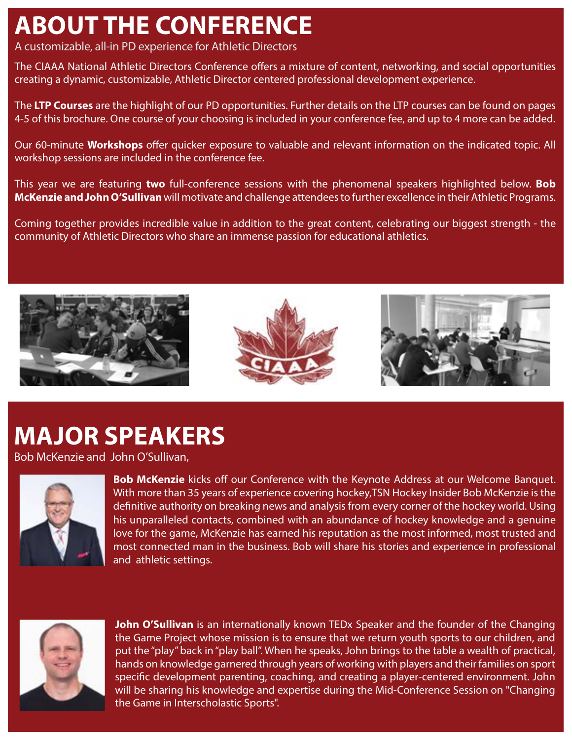# ABOUT THE CONFERENCE

A customizable, all-in PD experience for Athletic Directors

The CIAAA National Athletic Directors Conference offers a mixture of content, networking, and social opportunities creating a dynamic, customizable, Athletic Director centered professional development experience.

The **LTP Courses** are the highlight of our PD opportunities. Further details on the LTP courses can be found on pages 4-5 of this brochure. One course of your choosing is included in your conference fee, and up to 4 more can be added.

Our 60-minute **Workshops** offer quicker exposure to valuable and relevant information on the indicated topic. All workshop sessions are included in the conference fee.

This year we are featuring **two** full-conference sessions with the phenomenal speakers highlighted below. **Bob McKenzie and John O'Sullivan** will motivate and challenge attendees to further excellence in their Athletic Programs.

Coming together provides incredible value in addition to the great content, celebrating our biggest strength - the community of Athletic Directors who share an immense passion for educational athletics.

# MAJOR SPEAKERS

Bob McKenzie and John O'Sullivan,

**Bob McKenzie** kicks off our Conference with the Keynote Address at our Welcome Banquet. With more than 35 years of experience covering hockey,TSN Hockey Insider Bob McKenzie is the definitive authority on breaking news and analysis from every corner of the hockey world. Using his unparalleled contacts, combined with an abundance of hockey knowledge and a genuine love for the game, McKenzie has earned his reputation as the most informed, most trusted and most connected man in the business. Bob will share his stories and experience in professional and athletic settings.

**John O'Sullivan** is an internationally known TEDx Speaker and the founder of the Changing the Game Project whose mission is to ensure that we return youth sports to our children, and put the "play" back in "play ball". When he speaks, John brings to the table a wealth of practical, hands on knowledge garnered through years of working with players and their families on sport specific development parenting, coaching, and creating a player-centered environment. John will be sharing his knowledge and expertise during the Mid-Conference Session on "Changing the Game in Interscholastic Sports".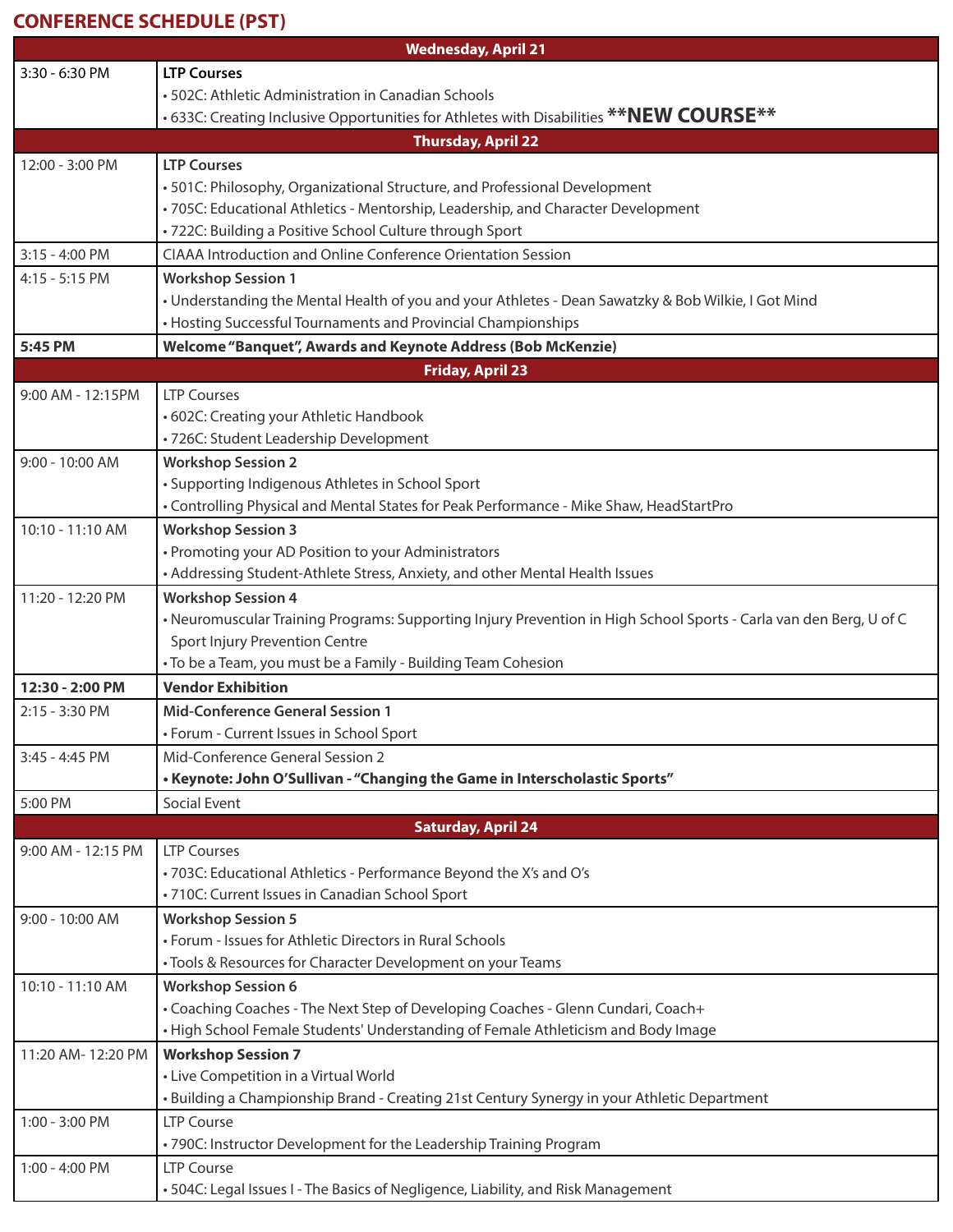## CONFERENCE SCHEDULE (PST)

| Wednesday, April 21 | |
|---|---|
| 3:30 - 6:30 PM | **LTP Courses**<br>• 502C: Athletic Administration in Canadian Schools<br>• 633C: Creating Inclusive Opportunities for Athletes with Disabilities **NEW COURSE** |
| **Thursday, April 22** | |
| 12:00 - 3:00 PM | **LTP Courses**<br>• 501C: Philosophy, Organizational Structure, and Professional Development<br>• 705C: Educational Athletics - Mentorship, Leadership, and Character Development<br>• 722C: Building a Positive School Culture through Sport |
| 3:15 - 4:00 PM | CIAAA Introduction and Online Conference Orientation Session |
| 4:15 - 5:15 PM | **Workshop Session 1**<br>• Understanding the Mental Health of you and your Athletes - Dean Sawatzky & Bob Wilkie, I Got Mind<br>• Hosting Successful Tournaments and Provincial Championships |
| **5:45 PM** | **Welcome "Banquet", Awards and Keynote Address (Bob McKenzie)** |
| **Friday, April 23** | |
| 9:00 AM - 12:15PM | LTP Courses<br>• 602C: Creating your Athletic Handbook<br>• 726C: Student Leadership Development |
| 9:00 - 10:00 AM | **Workshop Session 2**<br>• Supporting Indigenous Athletes in School Sport<br>• Controlling Physical and Mental States for Peak Performance - Mike Shaw, HeadStartPro |
| 10:10 - 11:10 AM | **Workshop Session 3**<br>• Promoting your AD Position to your Administrators<br>• Addressing Student-Athlete Stress, Anxiety, and other Mental Health Issues |
| 11:20 - 12:20 PM | **Workshop Session 4**<br>• Neuromuscular Training Programs: Supporting Injury Prevention in High School Sports - Carla van den Berg, U of C Sport Injury Prevention Centre<br>• To be a Team, you must be a Family - Building Team Cohesion |
| **12:30 - 2:00 PM** | **Vendor Exhibition** |
| 2:15 - 3:30 PM | **Mid-Conference General Session 1**<br>• Forum - Current Issues in School Sport |
| 3:45 - 4:45 PM | Mid-Conference General Session 2<br>**• Keynote: John O'Sullivan - "Changing the Game in Interscholastic Sports"** |
| 5:00 PM | Social Event |
| **Saturday, April 24** | |
| 9:00 AM - 12:15 PM | LTP Courses<br>• 703C: Educational Athletics - Performance Beyond the X's and O's<br>• 710C: Current Issues in Canadian School Sport |
| 9:00 - 10:00 AM | **Workshop Session 5**<br>• Forum - Issues for Athletic Directors in Rural Schools<br>• Tools & Resources for Character Development on your Teams |
| 10:10 - 11:10 AM | **Workshop Session 6**<br>• Coaching Coaches - The Next Step of Developing Coaches - Glenn Cundari, Coach+<br>• High School Female Students' Understanding of Female Athleticism and Body Image |
| 11:20 AM- 12:20 PM | **Workshop Session 7**<br>• Live Competition in a Virtual World<br>• Building a Championship Brand - Creating 21st Century Synergy in your Athletic Department |
| 1:00 - 3:00 PM | LTP Course<br>• 790C: Instructor Development for the Leadership Training Program |
| 1:00 - 4:00 PM | LTP Course<br>• 504C: Legal Issues I - The Basics of Negligence, Liability, and Risk Management |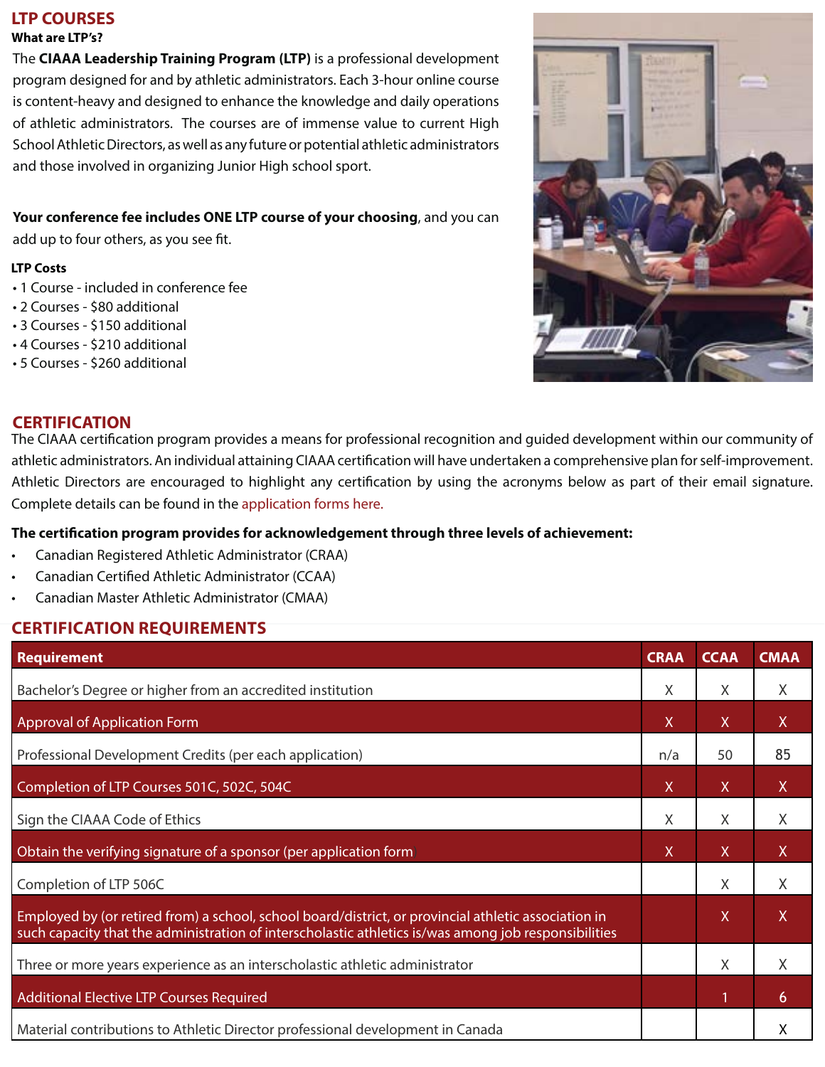## LTP COURSES

**What are LTP's?**

The **CIAAA Leadership Training Program (LTP)** is a professional development program designed for and by athletic administrators. Each 3-hour online course is content-heavy and designed to enhance the knowledge and daily operations of athletic administrators. The courses are of immense value to current High School Athletic Directors, as well as any future or potential athletic administrators and those involved in organizing Junior High school sport.

**Your conference fee includes ONE LTP course of your choosing**, and you can add up to four others, as you see fit.

**LTP Costs**

- 1 Course - included in conference fee
- 2 Courses - $80 additional
- 3 Courses - $150 additional
- 4 Courses - $210 additional
- 5 Courses - $260 additional

## CERTIFICATION

The CIAAA certification program provides a means for professional recognition and guided development within our community of athletic administrators. An individual attaining CIAAA certification will have undertaken a comprehensive plan for self-improvement. Athletic Directors are encouraged to highlight any certification by using the acronyms below as part of their email signature. Complete details can be found in the application forms here.

**The certification program provides for acknowledgement through three levels of achievement:**

- Canadian Registered Athletic Administrator (CRAA)
- Canadian Certified Athletic Administrator (CCAA)
- Canadian Master Athletic Administrator (CMAA)

## CERTIFICATION REQUIREMENTS

| Requirement | CRAA | CCAA | CMAA |
|---|---|---|---|
| Bachelor's Degree or higher from an accredited institution | X | X | X |
| Approval of Application Form | X | X | X |
| Professional Development Credits (per each application) | n/a | 50 | 85 |
| Completion of LTP Courses 501C, 502C, 504C | X | X | X |
| Sign the CIAAA Code of Ethics | X | X | X |
| Obtain the verifying signature of a sponsor (per application form | X | X | X |
| Completion of LTP 506C | | X | X |
| Employed by (or retired from) a school, school board/district, or provincial athletic association in such capacity that the administration of interscholastic athletics is/was among job responsibilities | | X | X |
| Three or more years experience as an interscholastic athletic administrator | | X | X |
| Additional Elective LTP Courses Required | | 1 | 6 |
| Material contributions to Athletic Director professional development in Canada | | | X |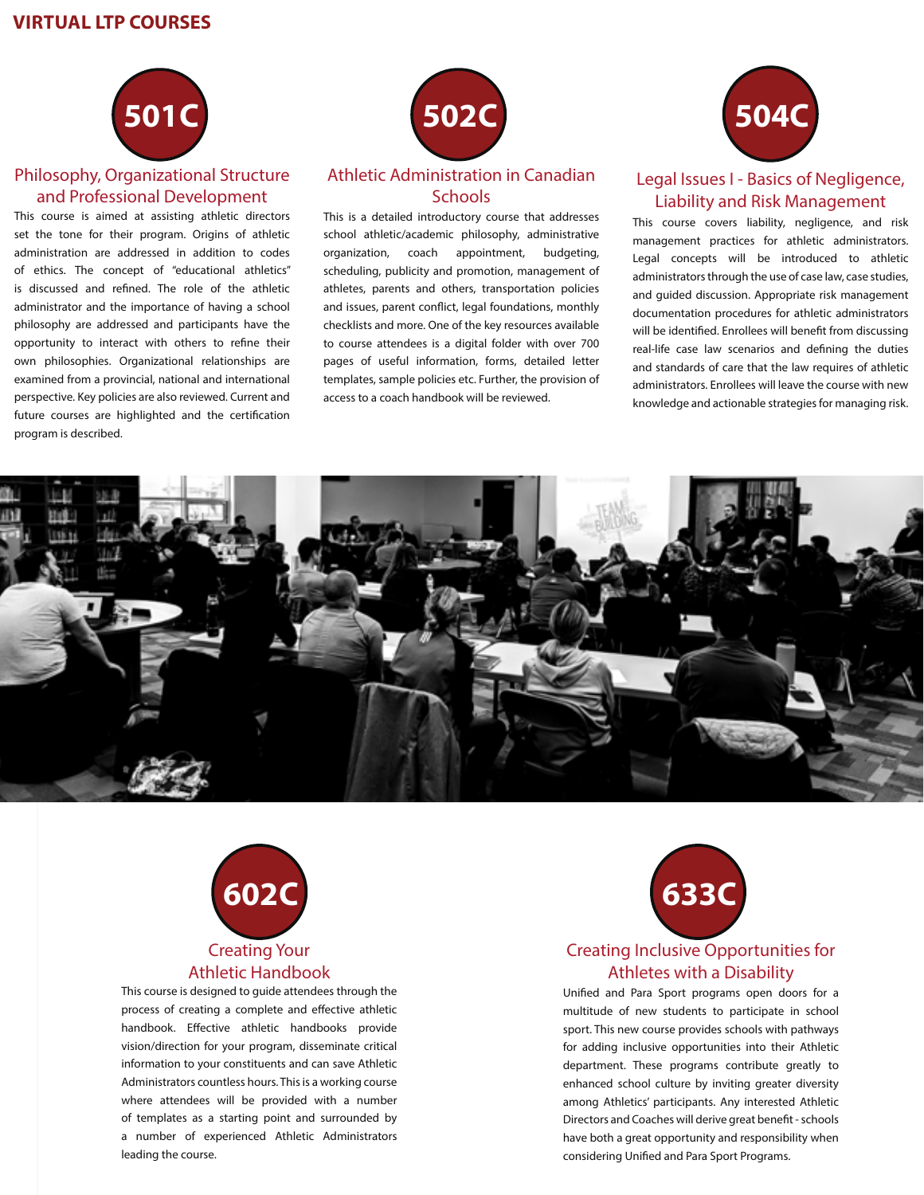# VIRTUAL LTP COURSES

## 501C

### Philosophy, Organizational Structure and Professional Development

This course is aimed at assisting athletic directors set the tone for their program. Origins of athletic administration are addressed in addition to codes of ethics. The concept of "educational athletics" is discussed and refined. The role of the athletic administrator and the importance of having a school philosophy are addressed and participants have the opportunity to interact with others to refine their own philosophies. Organizational relationships are examined from a provincial, national and international perspective. Key policies are also reviewed. Current and future courses are highlighted and the certification program is described.

## 502C

### Athletic Administration in Canadian Schools

This is a detailed introductory course that addresses school athletic/academic philosophy, administrative organization, coach appointment, budgeting, scheduling, publicity and promotion, management of athletes, parents and others, transportation policies and issues, parent conflict, legal foundations, monthly checklists and more. One of the key resources available to course attendees is a digital folder with over 700 pages of useful information, forms, detailed letter templates, sample policies etc. Further, the provision of access to a coach handbook will be reviewed.

## 504C

### Legal Issues I - Basics of Negligence, Liability and Risk Management

This course covers liability, negligence, and risk management practices for athletic administrators. Legal concepts will be introduced to athletic administrators through the use of case law, case studies, and guided discussion. Appropriate risk management documentation procedures for athletic administrators will be identified. Enrollees will benefit from discussing real-life case law scenarios and defining the duties and standards of care that the law requires of athletic administrators. Enrollees will leave the course with new knowledge and actionable strategies for managing risk.

## 602C

### Creating Your Athletic Handbook

This course is designed to guide attendees through the process of creating a complete and effective athletic handbook. Effective athletic handbooks provide vision/direction for your program, disseminate critical information to your constituents and can save Athletic Administrators countless hours. This is a working course where attendees will be provided with a number of templates as a starting point and surrounded by a number of experienced Athletic Administrators leading the course.

## 633C

### Creating Inclusive Opportunities for Athletes with a Disability

Unified and Para Sport programs open doors for a multitude of new students to participate in school sport. This new course provides schools with pathways for adding inclusive opportunities into their Athletic department. These programs contribute greatly to enhanced school culture by inviting greater diversity among Athletics' participants. Any interested Athletic Directors and Coaches will derive great benefit - schools have both a great opportunity and responsibility when considering Unified and Para Sport Programs.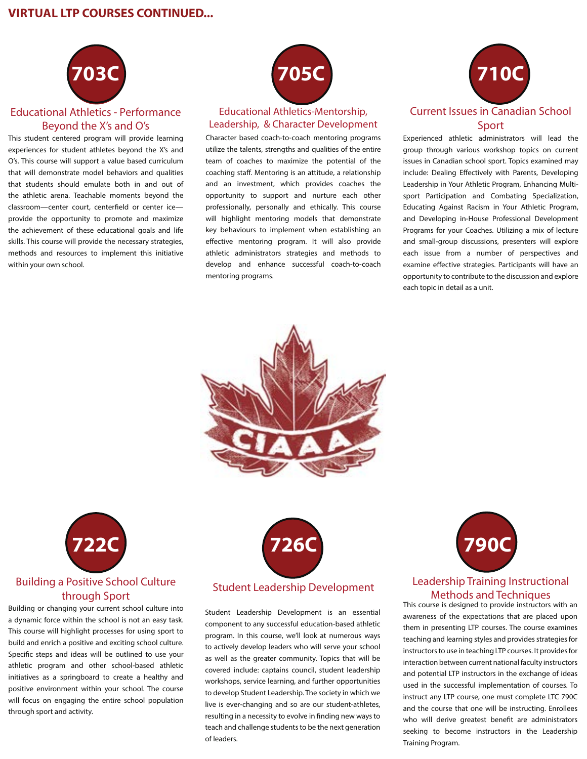## VIRTUAL LTP COURSES CONTINUED...

### 703C

#### Educational Athletics - Performance Beyond the X's and O's

This student centered program will provide learning experiences for student athletes beyond the X's and O's. This course will support a value based curriculum that will demonstrate model behaviors and qualities that students should emulate both in and out of the athletic arena. Teachable moments beyond the classroom—center court, centerfield or center ice—provide the opportunity to promote and maximize the achievement of these educational goals and life skills. This course will provide the necessary strategies, methods and resources to implement this initiative within your own school.

### 705C

#### Educational Athletics-Mentorship, Leadership, & Character Development

Character based coach-to-coach mentoring programs utilize the talents, strengths and qualities of the entire team of coaches to maximize the potential of the coaching staff. Mentoring is an attitude, a relationship and an investment, which provides coaches the opportunity to support and nurture each other professionally, personally and ethically. This course will highlight mentoring models that demonstrate key behaviours to implement when establishing an effective mentoring program. It will also provide athletic administrators strategies and methods to develop and enhance successful coach-to-coach mentoring programs.

### 710C

#### Current Issues in Canadian School Sport

Experienced athletic administrators will lead the group through various workshop topics on current issues in Canadian school sport. Topics examined may include: Dealing Effectively with Parents, Developing Leadership in Your Athletic Program, Enhancing Multi-sport Participation and Combating Specialization, Educating Against Racism in Your Athletic Program, and Developing in-House Professional Development Programs for your Coaches. Utilizing a mix of lecture and small-group discussions, presenters will explore each issue from a number of perspectives and examine effective strategies. Participants will have an opportunity to contribute to the discussion and explore each topic in detail as a unit.

CIAAA

### 722C

#### Building a Positive School Culture through Sport

Building or changing your current school culture into a dynamic force within the school is not an easy task. This course will highlight processes for using sport to build and enrich a positive and exciting school culture. Specific steps and ideas will be outlined to use your athletic program and other school-based athletic initiatives as a springboard to create a healthy and positive environment within your school. The course will focus on engaging the entire school population through sport and activity.

### 726C

#### Student Leadership Development

Student Leadership Development is an essential component to any successful education-based athletic program. In this course, we'll look at numerous ways to actively develop leaders who will serve your school as well as the greater community. Topics that will be covered include: captains council, student leadership workshops, service learning, and further opportunities to develop Student Leadership. The society in which we live is ever-changing and so are our student-athletes, resulting in a necessity to evolve in finding new ways to teach and challenge students to be the next generation of leaders.

### 790C

#### Leadership Training Instructional Methods and Techniques

This course is designed to provide instructors with an awareness of the expectations that are placed upon them in presenting LTP courses. The course examines teaching and learning styles and provides strategies for instructors to use in teaching LTP courses. It provides for interaction between current national faculty instructors and potential LTP instructors in the exchange of ideas used in the successful implementation of courses. To instruct any LTP course, one must complete LTC 790C and the course that one will be instructing. Enrollees who will derive greatest benefit are administrators seeking to become instructors in the Leadership Training Program.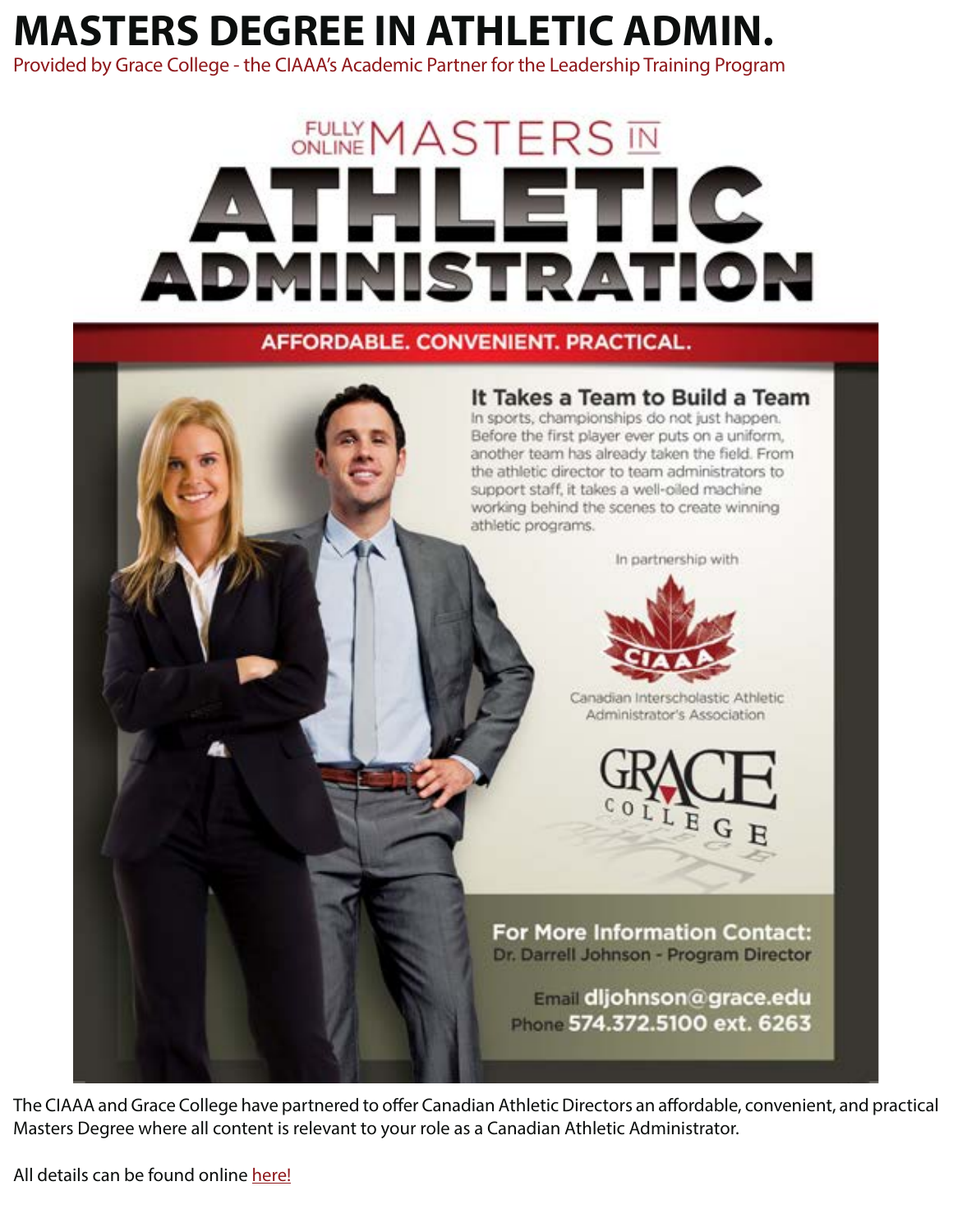# MASTERS DEGREE IN ATHLETIC ADMIN.

Provided by Grace College - the CIAAA's Academic Partner for the Leadership Training Program

FULLY ONLINE MASTERS IN

# ATHLETIC ADMINISTRATION

AFFORDABLE. CONVENIENT. PRACTICAL.

## It Takes a Team to Build a Team

In sports, championships do not just happen. Before the first player ever puts on a uniform, another team has already taken the field. From the athletic director to team administrators to support staff, it takes a well-oiled machine working behind the scenes to create winning athletic programs.

In partnership with

CIAAA

Canadian Interscholastic Athletic Administrator's Association

GRACE COLLEGE

**For More Information Contact:**
Dr. Darrell Johnson - Program Director

Email **dljohnson@grace.edu**
Phone **574.372.5100 ext. 6263**

The CIAAA and Grace College have partnered to offer Canadian Athletic Directors an affordable, convenient, and practical Masters Degree where all content is relevant to your role as a Canadian Athletic Administrator.

All details can be found online here!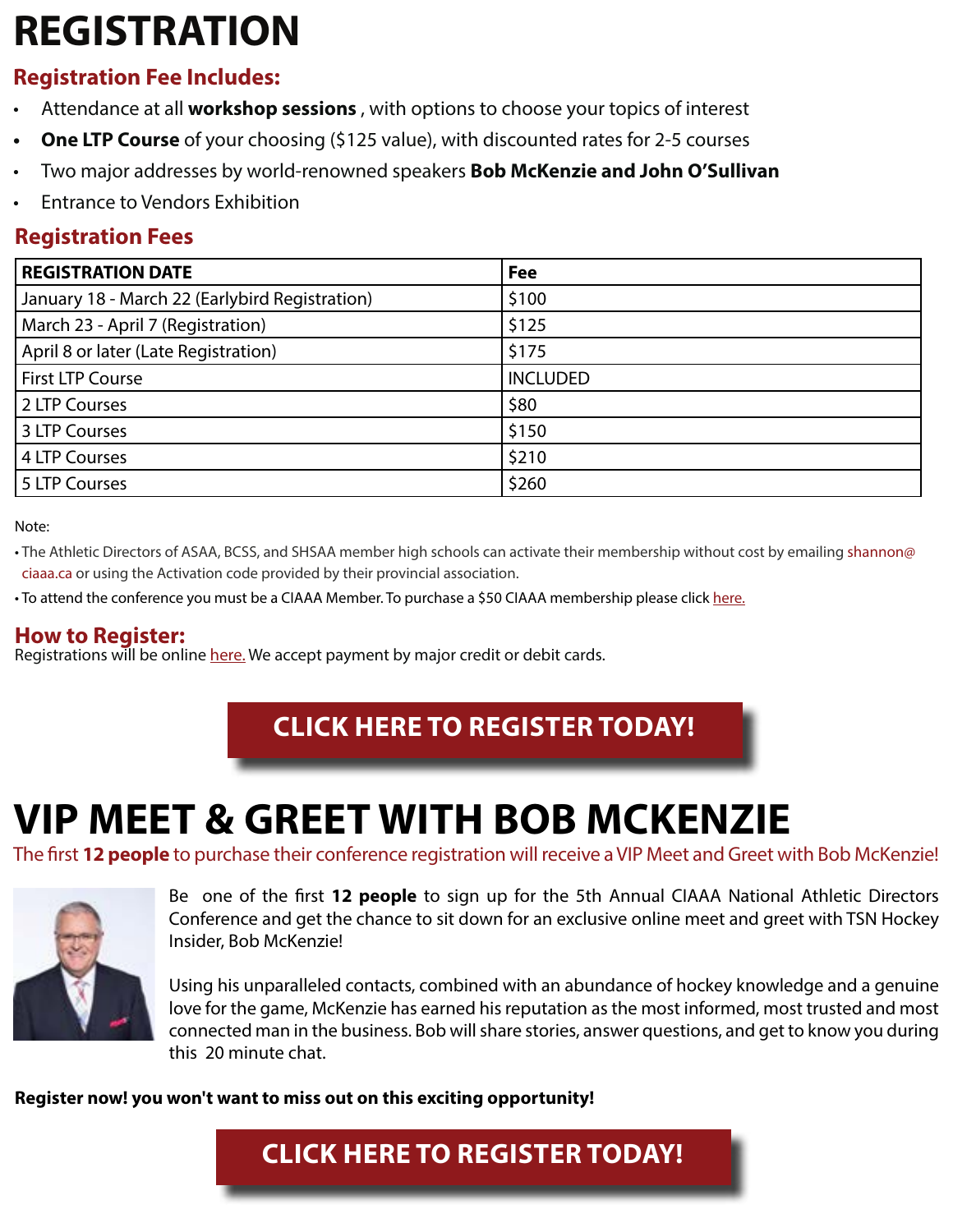# REGISTRATION

## Registration Fee Includes:

- Attendance at all **workshop sessions** , with options to choose your topics of interest
- **One LTP Course** of your choosing ($125 value), with discounted rates for 2-5 courses
- Two major addresses by world-renowned speakers **Bob McKenzie and John O'Sullivan**
- Entrance to Vendors Exhibition

## Registration Fees

| REGISTRATION DATE | Fee |
|---|---|
| January 18 - March 22 (Earlybird Registration) | $100 |
| March 23 - April 7 (Registration) | $125 |
| April 8 or later (Late Registration) | $175 |
| First LTP Course | INCLUDED |
| 2 LTP Courses | $80 |
| 3 LTP Courses | $150 |
| 4 LTP Courses | $210 |
| 5 LTP Courses | $260 |

Note:

- The Athletic Directors of ASAA, BCSS, and SHSAA member high schools can activate their membership without cost by emailing shannon@ciaaa.ca or using the Activation code provided by their provincial association.
- To attend the conference you must be a CIAAA Member. To purchase a $50 CIAAA membership please click here.

## How to Register:

Registrations will be online here. We accept payment by major credit or debit cards.

**CLICK HERE TO REGISTER TODAY!**

# VIP MEET & GREET WITH BOB MCKENZIE

The first **12 people** to purchase their conference registration will receive a VIP Meet and Greet with Bob McKenzie!

Be one of the first **12 people** to sign up for the 5th Annual CIAAA National Athletic Directors Conference and get the chance to sit down for an exclusive online meet and greet with TSN Hockey Insider, Bob McKenzie!

Using his unparalleled contacts, combined with an abundance of hockey knowledge and a genuine love for the game, McKenzie has earned his reputation as the most informed, most trusted and most connected man in the business. Bob will share stories, answer questions, and get to know you during this 20 minute chat.

**Register now! you won't want to miss out on this exciting opportunity!**

**CLICK HERE TO REGISTER TODAY!**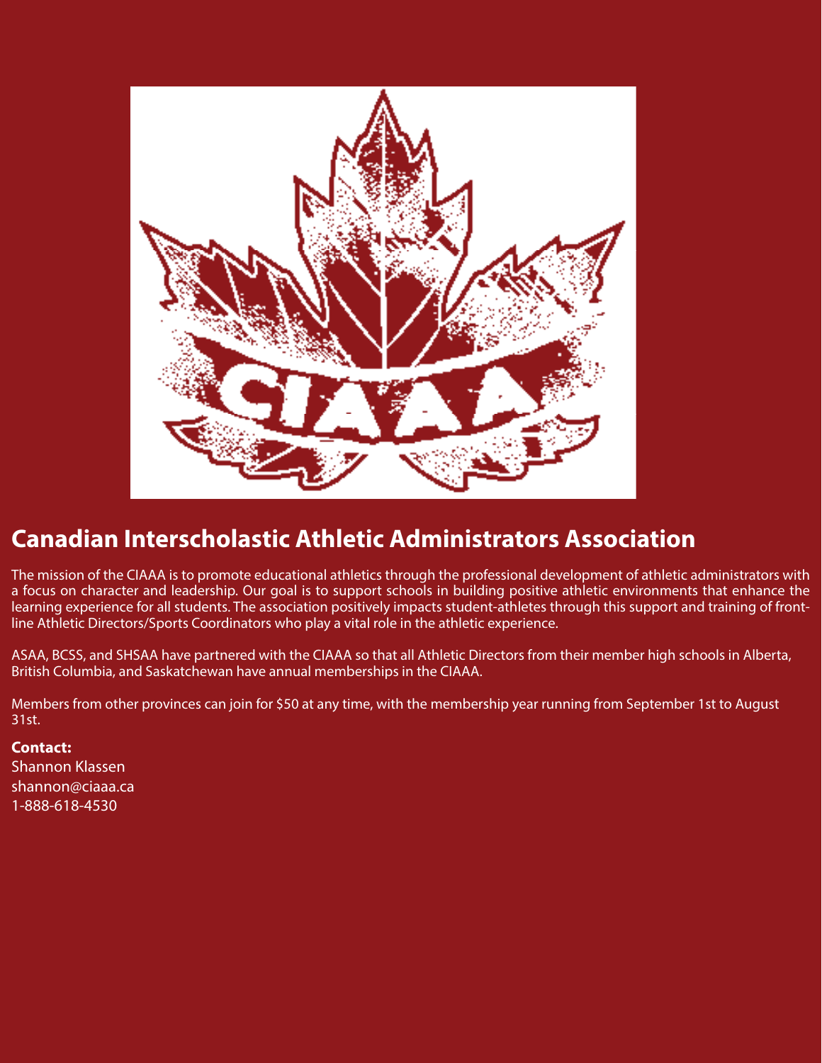## Canadian Interscholastic Athletic Administrators Association

The mission of the CIAAA is to promote educational athletics through the professional development of athletic administrators with a focus on character and leadership. Our goal is to support schools in building positive athletic environments that enhance the learning experience for all students. The association positively impacts student-athletes through this support and training of front-line Athletic Directors/Sports Coordinators who play a vital role in the athletic experience.

ASAA, BCSS, and SHSAA have partnered with the CIAAA so that all Athletic Directors from their member high schools in Alberta, British Columbia, and Saskatchewan have annual memberships in the CIAAA.

Members from other provinces can join for $50 at any time, with the membership year running from September 1st to August 31st.

**Contact:**
Shannon Klassen
shannon@ciaaa.ca
1-888-618-4530